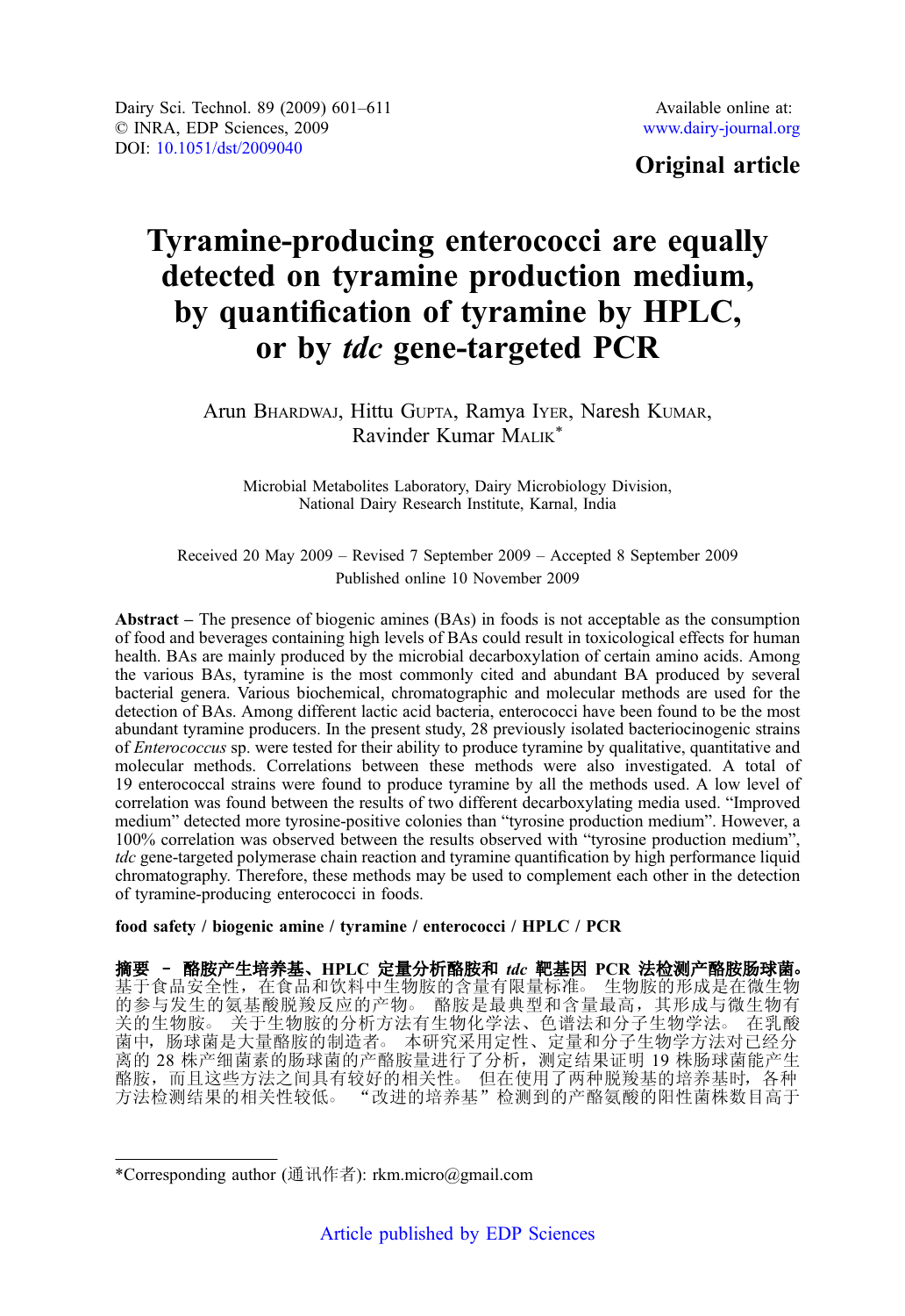Dairy Sci. Technol. 89 (2009) 601–611
© INRA, EDP Sciences, 2009
DOI: 10.1051/dst/2009040

Available online at:
www.dairy-journal.org

**Original article**

# Tyramine-producing enterococci are equally detected on tyramine production medium, by quantification of tyramine by HPLC, or by *tdc* gene-targeted PCR

Arun Bhardwaj, Hittu Gupta, Ramya Iyer, Naresh Kumar, Ravinder Kumar Malik*

Microbial Metabolites Laboratory, Dairy Microbiology Division, National Dairy Research Institute, Karnal, India

Received 20 May 2009 – Revised 7 September 2009 – Accepted 8 September 2009
Published online 10 November 2009

**Abstract** – The presence of biogenic amines (BAs) in foods is not acceptable as the consumption of food and beverages containing high levels of BAs could result in toxicological effects for human health. BAs are mainly produced by the microbial decarboxylation of certain amino acids. Among the various BAs, tyramine is the most commonly cited and abundant BA produced by several bacterial genera. Various biochemical, chromatographic and molecular methods are used for the detection of BAs. Among different lactic acid bacteria, enterococci have been found to be the most abundant tyramine producers. In the present study, 28 previously isolated bacteriocinogenic strains of *Enterococcus* sp. were tested for their ability to produce tyramine by qualitative, quantitative and molecular methods. Correlations between these methods were also investigated. A total of 19 enterococcal strains were found to produce tyramine by all the methods used. A low level of correlation was found between the results of two different decarboxylating media used. "Improved medium" detected more tyrosine-positive colonies than "tyrosine production medium". However, a 100% correlation was observed between the results observed with "tyrosine production medium", *tdc* gene-targeted polymerase chain reaction and tyramine quantification by high performance liquid chromatography. Therefore, these methods may be used to complement each other in the detection of tyramine-producing enterococci in foods.

**food safety / biogenic amine / tyramine / enterococci / HPLC / PCR**

**摘要 – 酪胺产生培养基、HPLC 定量分析酪胺和 *tdc* 靶基因 PCR 法检测产酪胺肠球菌。** 基于食品安全性，在食品和饮料中生物胺的含量有限量标准。 生物胺的形成是在微生物的参与发生的氨基酸脱羧反应的产物。 酪胺是最典型和含量最高，其形成与微生物有关的生物胺。 关于生物胺的分析方法有生物化学法、色谱法和分子生物学法。 在乳酸菌中，肠球菌是大量酪胺的制造者。 本研究采用定性、定量和分子生物学方法对已经分离的 28 株产细菌素的肠球菌的产酪胺量进行了分析，测定结果证明 19 株肠球菌能产生酪胺，而且这些方法之间具有较好的相关性。 但在使用了两种脱羧基的培养基时，各种方法检测结果的相关性较低。 "改进的培养基"检测到的产酪氨酸的阳性菌株数目高于

*Corresponding author (通讯作者): rkm.micro@gmail.com

Article published by EDP Sciences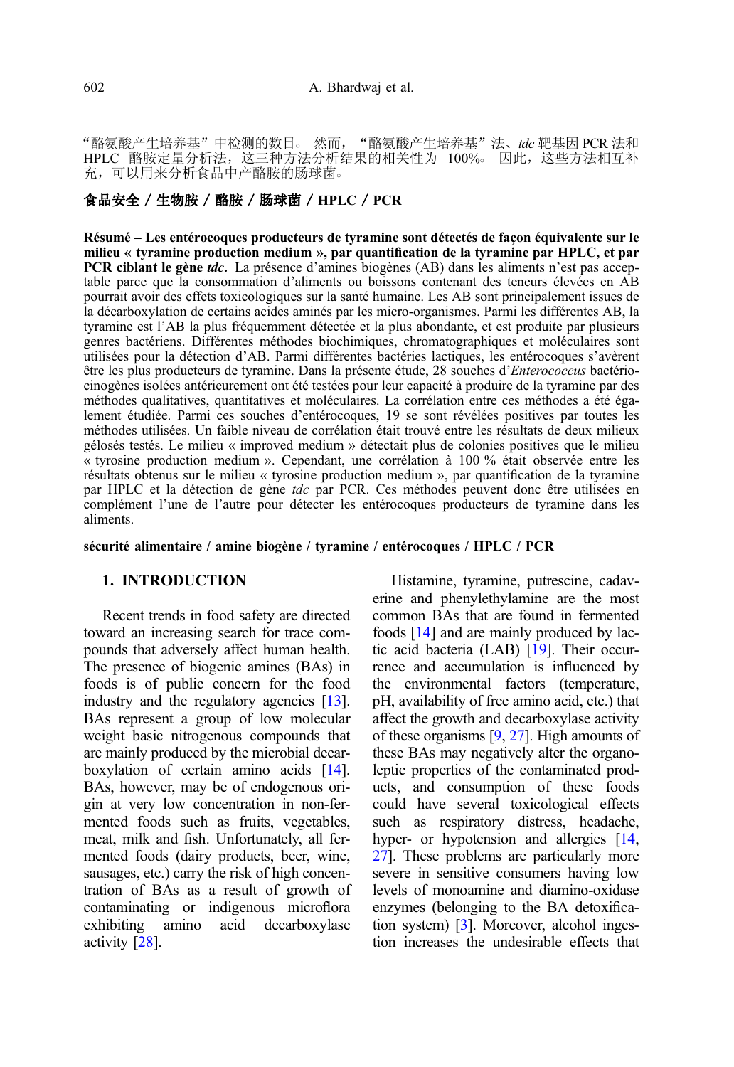"酪氨酸产生培养基"中检测的数目。然而，"酪氨酸产生培养基"法、*tdc* 靶基因 PCR 法和 HPLC 酪胺定量分析法，这三种方法分析结果的相关性为 100%。因此，这些方法相互补充，可以用来分析食品中产酪胺的肠球菌。

**食品安全 / 生物胺 / 酪胺 / 肠球菌 / HPLC / PCR**

**Résumé – Les entérocoques producteurs de tyramine sont détectés de façon équivalente sur le milieu « tyramine production medium », par quantification de la tyramine par HPLC, et par PCR ciblant le gène *tdc*.** La présence d'amines biogènes (AB) dans les aliments n'est pas acceptable parce que la consommation d'aliments ou boissons contenant des teneurs élevées en AB pourrait avoir des effets toxicologiques sur la santé humaine. Les AB sont principalement issues de la décarboxylation de certains acides aminés par les micro-organismes. Parmi les différentes AB, la tyramine est l'AB la plus fréquemment détectée et la plus abondante, et est produite par plusieurs genres bactériens. Différentes méthodes biochimiques, chromatographiques et moléculaires sont utilisées pour la détection d'AB. Parmi différentes bactéries lactiques, les entérocoques s'avèrent être les plus producteurs de tyramine. Dans la présente étude, 28 souches d'*Enterococcus* bactériocinogènes isolées antérieurement ont été testées pour leur capacité à produire de la tyramine par des méthodes qualitatives, quantitatives et moléculaires. La corrélation entre ces méthodes a été également étudiée. Parmi ces souches d'entérocoques, 19 se sont révélées positives par toutes les méthodes utilisées. Un faible niveau de corrélation était trouvé entre les résultats de deux milieux gélosés testés. Le milieu « improved medium » détectait plus de colonies positives que le milieu « tyrosine production medium ». Cependant, une corrélation à 100 % était observée entre les résultats obtenus sur le milieu « tyrosine production medium », par quantification de la tyramine par HPLC et la détection de gène *tdc* par PCR. Ces méthodes peuvent donc être utilisées en complément l'une de l'autre pour détecter les entérocoques producteurs de tyramine dans les aliments.

**sécurité alimentaire / amine biogène / tyramine / entérocoques / HPLC / PCR**

## 1. INTRODUCTION

Recent trends in food safety are directed toward an increasing search for trace compounds that adversely affect human health. The presence of biogenic amines (BAs) in foods is of public concern for the food industry and the regulatory agencies [13]. BAs represent a group of low molecular weight basic nitrogenous compounds that are mainly produced by the microbial decarboxylation of certain amino acids [14]. BAs, however, may be of endogenous origin at very low concentration in non-fermented foods such as fruits, vegetables, meat, milk and fish. Unfortunately, all fermented foods (dairy products, beer, wine, sausages, etc.) carry the risk of high concentration of BAs as a result of growth of contaminating or indigenous microflora exhibiting amino acid decarboxylase activity [28].

Histamine, tyramine, putrescine, cadaverine and phenylethylamine are the most common BAs that are found in fermented foods [14] and are mainly produced by lactic acid bacteria (LAB) [19]. Their occurrence and accumulation is influenced by the environmental factors (temperature, pH, availability of free amino acid, etc.) that affect the growth and decarboxylase activity of these organisms [9, 27]. High amounts of these BAs may negatively alter the organoleptic properties of the contaminated products, and consumption of these foods could have several toxicological effects such as respiratory distress, headache, hyper- or hypotension and allergies [14, 27]. These problems are particularly more severe in sensitive consumers having low levels of monoamine and diamino-oxidase enzymes (belonging to the BA detoxification system) [3]. Moreover, alcohol ingestion increases the undesirable effects that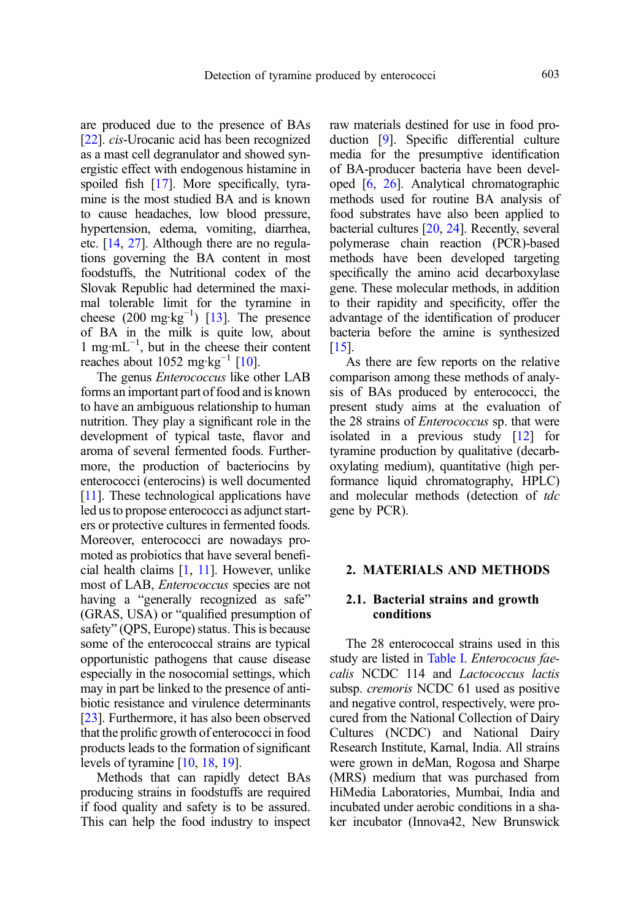are produced due to the presence of BAs [22]. *cis*-Urocanic acid has been recognized as a mast cell degranulator and showed synergistic effect with endogenous histamine in spoiled fish [17]. More specifically, tyramine is the most studied BA and is known to cause headaches, low blood pressure, hypertension, edema, vomiting, diarrhea, etc. [14, 27]. Although there are no regulations governing the BA content in most foodstuffs, the Nutritional codex of the Slovak Republic had determined the maximal tolerable limit for the tyramine in cheese (200 mg·kg$^{-1}$) [13]. The presence of BA in the milk is quite low, about 1 mg·mL$^{-1}$, but in the cheese their content reaches about 1052 mg·kg$^{-1}$ [10].

The genus *Enterococcus* like other LAB forms an important part of food and is known to have an ambiguous relationship to human nutrition. They play a significant role in the development of typical taste, flavor and aroma of several fermented foods. Furthermore, the production of bacteriocins by enterococci (enterocins) is well documented [11]. These technological applications have led us to propose enterococci as adjunct starters or protective cultures in fermented foods. Moreover, enterococci are nowadays promoted as probiotics that have several beneficial health claims [1, 11]. However, unlike most of LAB, *Enterococcus* species are not having a "generally recognized as safe" (GRAS, USA) or "qualified presumption of safety" (QPS, Europe) status. This is because some of the enterococcal strains are typical opportunistic pathogens that cause disease especially in the nosocomial settings, which may in part be linked to the presence of antibiotic resistance and virulence determinants [23]. Furthermore, it has also been observed that the prolific growth of enterococci in food products leads to the formation of significant levels of tyramine [10, 18, 19].

Methods that can rapidly detect BAs producing strains in foodstuffs are required if food quality and safety is to be assured. This can help the food industry to inspect raw materials destined for use in food production [9]. Specific differential culture media for the presumptive identification of BA-producer bacteria have been developed [6, 26]. Analytical chromatographic methods used for routine BA analysis of food substrates have also been applied to bacterial cultures [20, 24]. Recently, several polymerase chain reaction (PCR)-based methods have been developed targeting specifically the amino acid decarboxylase gene. These molecular methods, in addition to their rapidity and specificity, offer the advantage of the identification of producer bacteria before the amine is synthesized [15].

As there are few reports on the relative comparison among these methods of analysis of BAs produced by enterococci, the present study aims at the evaluation of the 28 strains of *Enterococcus* sp. that were isolated in a previous study [12] for tyramine production by qualitative (decarboxylating medium), quantitative (high performance liquid chromatography, HPLC) and molecular methods (detection of *tdc* gene by PCR).

## 2. MATERIALS AND METHODS

### 2.1. Bacterial strains and growth conditions

The 28 enterococcal strains used in this study are listed in Table I. *Enterococcus faecalis* NCDC 114 and *Lactococcus lactis* subsp. *cremoris* NCDC 61 used as positive and negative control, respectively, were procured from the National Collection of Dairy Cultures (NCDC) and National Dairy Research Institute, Karnal, India. All strains were grown in deMan, Rogosa and Sharpe (MRS) medium that was purchased from HiMedia Laboratories, Mumbai, India and incubated under aerobic conditions in a shaker incubator (Innova42, New Brunswick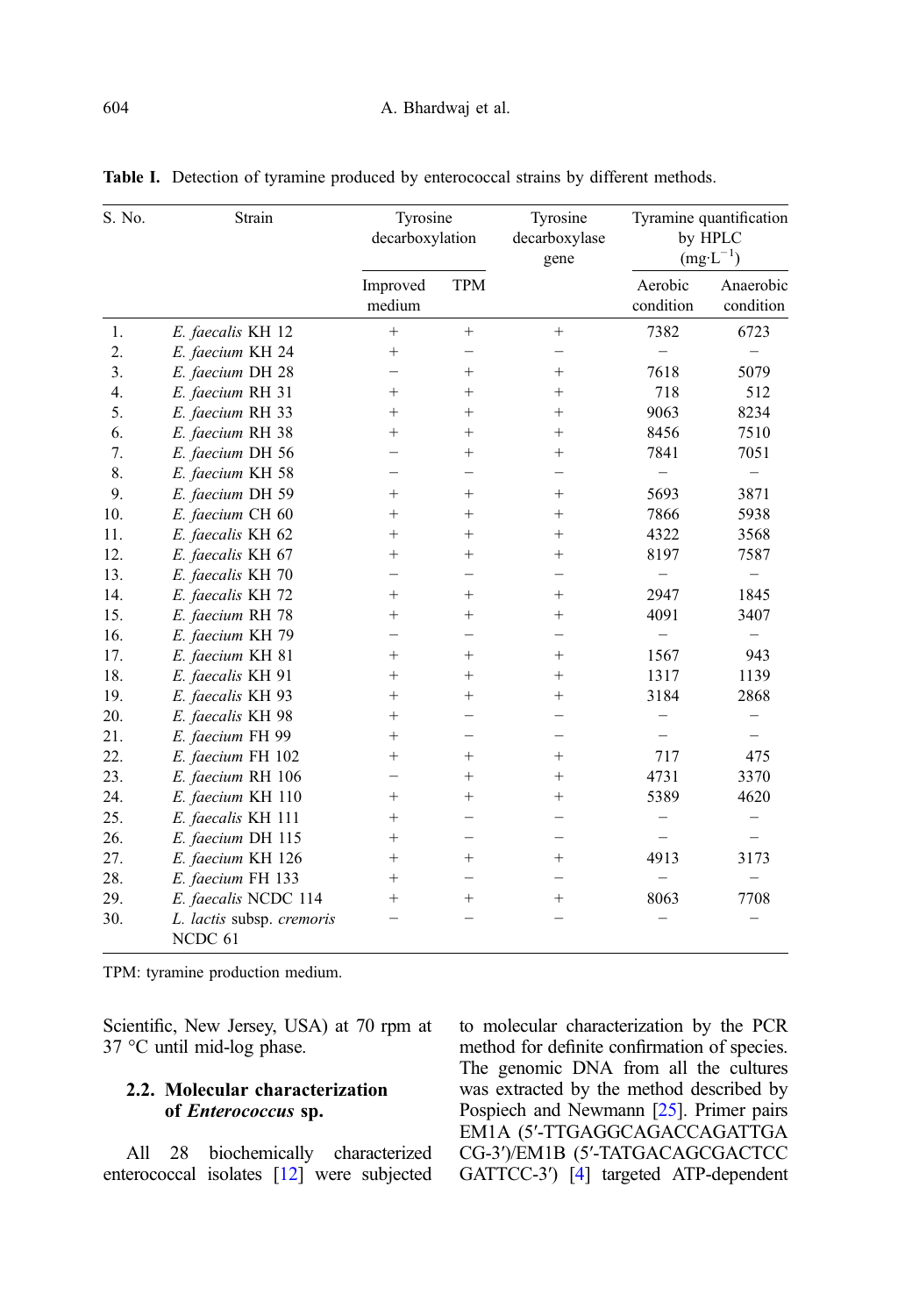**Table I.** Detection of tyramine produced by enterococcal strains by different methods.

| S. No. | Strain | Tyrosine decarboxylation | | Tyrosine decarboxylase gene | Tyramine quantification by HPLC ($mg \cdot L^{-1}$) | |
|---|---|---|---|---|---|---|
| | | Improved medium | TPM | | Aerobic condition | Anaerobic condition |
| 1. | *E. faecalis* KH 12 | + | + | + | 7382 | 6723 |
| 2. | *E. faecium* KH 24 | + | – | – | – | – |
| 3. | *E. faecium* DH 28 | – | + | + | 7618 | 5079 |
| 4. | *E. faecium* RH 31 | + | + | + | 718 | 512 |
| 5. | *E. faecium* RH 33 | + | + | + | 9063 | 8234 |
| 6. | *E. faecium* RH 38 | + | + | + | 8456 | 7510 |
| 7. | *E. faecium* DH 56 | – | + | + | 7841 | 7051 |
| 8. | *E. faecium* KH 58 | – | – | – | – | – |
| 9. | *E. faecium* DH 59 | + | + | + | 5693 | 3871 |
| 10. | *E. faecium* CH 60 | + | + | + | 7866 | 5938 |
| 11. | *E. faecalis* KH 62 | + | + | + | 4322 | 3568 |
| 12. | *E. faecalis* KH 67 | + | + | + | 8197 | 7587 |
| 13. | *E. faecalis* KH 70 | – | – | – | – | – |
| 14. | *E. faecalis* KH 72 | + | + | + | 2947 | 1845 |
| 15. | *E. faecium* RH 78 | + | + | + | 4091 | 3407 |
| 16. | *E. faecium* KH 79 | – | – | – | – | – |
| 17. | *E. faecium* KH 81 | + | + | + | 1567 | 943 |
| 18. | *E. faecalis* KH 91 | + | + | + | 1317 | 1139 |
| 19. | *E. faecalis* KH 93 | + | + | + | 3184 | 2868 |
| 20. | *E. faecalis* KH 98 | + | – | – | – | – |
| 21. | *E. faecium* FH 99 | + | – | – | – | – |
| 22. | *E. faecium* FH 102 | + | + | + | 717 | 475 |
| 23. | *E. faecium* RH 106 | – | + | + | 4731 | 3370 |
| 24. | *E. faecium* KH 110 | + | + | + | 5389 | 4620 |
| 25. | *E. faecalis* KH 111 | + | – | – | – | – |
| 26. | *E. faecium* DH 115 | + | – | – | – | – |
| 27. | *E. faecium* KH 126 | + | + | + | 4913 | 3173 |
| 28. | *E. faecium* FH 133 | + | – | – | – | – |
| 29. | *E. faecalis* NCDC 114 | + | + | + | 8063 | 7708 |
| 30. | *L. lactis* subsp. *cremoris* NCDC 61 | – | – | – | – | – |

TPM: tyramine production medium.

Scientific, New Jersey, USA) at 70 rpm at 37 °C until mid-log phase.

### 2.2. Molecular characterization of *Enterococcus* sp.

All 28 biochemically characterized enterococcal isolates [12] were subjected to molecular characterization by the PCR method for definite confirmation of species. The genomic DNA from all the cultures was extracted by the method described by Pospiech and Newmann [25]. Primer pairs EM1A (5′-TTGAGGCAGACCAGATTGACG-3′)/EM1B (5′-TATGACAGCGACTCCGATTCC-3′) [4] targeted ATP-dependent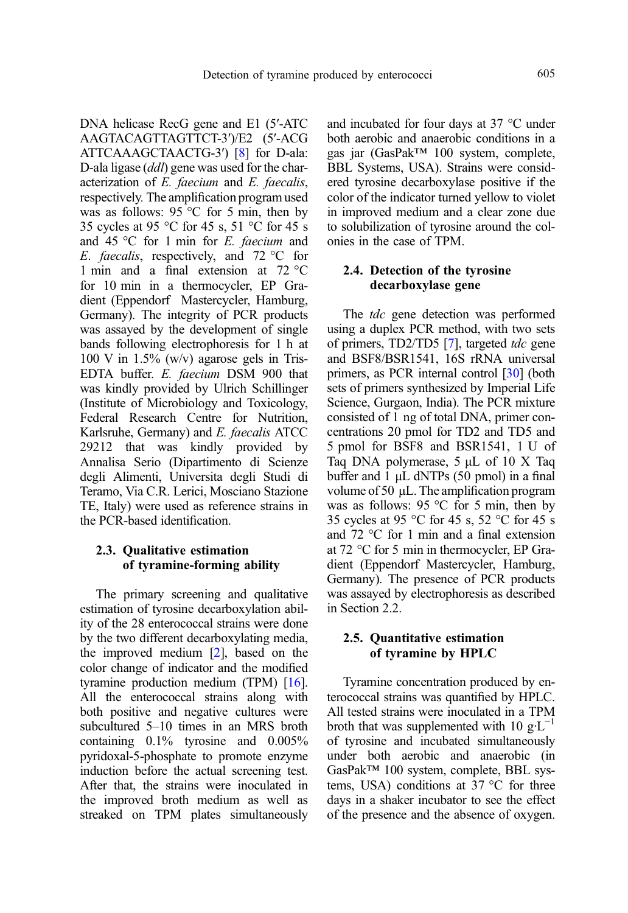DNA helicase RecG gene and E1 (5′-ATC AAGTACAGTTAGTTCT-3′)/E2 (5′-ACG ATTCAAAGCTAACTG-3′) [8] for D-ala: D-ala ligase (*ddl*) gene was used for the characterization of *E. faecium* and *E. faecalis*, respectively. The amplification program used was as follows: 95 °C for 5 min, then by 35 cycles at 95 °C for 45 s, 51 °C for 45 s and 45 °C for 1 min for *E. faecium* and *E. faecalis*, respectively, and 72 °C for 1 min and a final extension at 72 °C for 10 min in a thermocycler, EP Gradient (Eppendorf Mastercycler, Hamburg, Germany). The integrity of PCR products was assayed by the development of single bands following electrophoresis for 1 h at 100 V in 1.5% (w/v) agarose gels in Tris-EDTA buffer. *E. faecium* DSM 900 that was kindly provided by Ulrich Schillinger (Institute of Microbiology and Toxicology, Federal Research Centre for Nutrition, Karlsruhe, Germany) and *E. faecalis* ATCC 29212 that was kindly provided by Annalisa Serio (Dipartimento di Scienze degli Alimenti, Universita degli Studi di Teramo, Via C.R. Lerici, Mosciano Stazione TE, Italy) were used as reference strains in the PCR-based identification.

### 2.3. Qualitative estimation of tyramine-forming ability

The primary screening and qualitative estimation of tyrosine decarboxylation ability of the 28 enterococcal strains were done by the two different decarboxylating media, the improved medium [2], based on the color change of indicator and the modified tyramine production medium (TPM) [16]. All the enterococcal strains along with both positive and negative cultures were subcultured 5–10 times in an MRS broth containing 0.1% tyrosine and 0.005% pyridoxal-5-phosphate to promote enzyme induction before the actual screening test. After that, the strains were inoculated in the improved broth medium as well as streaked on TPM plates simultaneously and incubated for four days at 37 °C under both aerobic and anaerobic conditions in a gas jar (GasPak™ 100 system, complete, BBL Systems, USA). Strains were considered tyrosine decarboxylase positive if the color of the indicator turned yellow to violet in improved medium and a clear zone due to solubilization of tyrosine around the colonies in the case of TPM.

### 2.4. Detection of the tyrosine decarboxylase gene

The *tdc* gene detection was performed using a duplex PCR method, with two sets of primers, TD2/TD5 [7], targeted *tdc* gene and BSF8/BSR1541, 16S rRNA universal primers, as PCR internal control [30] (both sets of primers synthesized by Imperial Life Science, Gurgaon, India). The PCR mixture consisted of 1 ng of total DNA, primer concentrations 20 pmol for TD2 and TD5 and 5 pmol for BSF8 and BSR1541, 1 U of Taq DNA polymerase, 5 μL of 10 X Taq buffer and 1 μL dNTPs (50 pmol) in a final volume of 50 μL. The amplification program was as follows: 95 °C for 5 min, then by 35 cycles at 95 °C for 45 s, 52 °C for 45 s and 72 °C for 1 min and a final extension at 72 °C for 5 min in thermocycler, EP Gradient (Eppendorf Mastercycler, Hamburg, Germany). The presence of PCR products was assayed by electrophoresis as described in Section 2.2.

### 2.5. Quantitative estimation of tyramine by HPLC

Tyramine concentration produced by enterococcal strains was quantified by HPLC. All tested strains were inoculated in a TPM broth that was supplemented with 10 $g \cdot L^{-1}$ of tyrosine and incubated simultaneously under both aerobic and anaerobic (in GasPak™ 100 system, complete, BBL systems, USA) conditions at 37 °C for three days in a shaker incubator to see the effect of the presence and the absence of oxygen.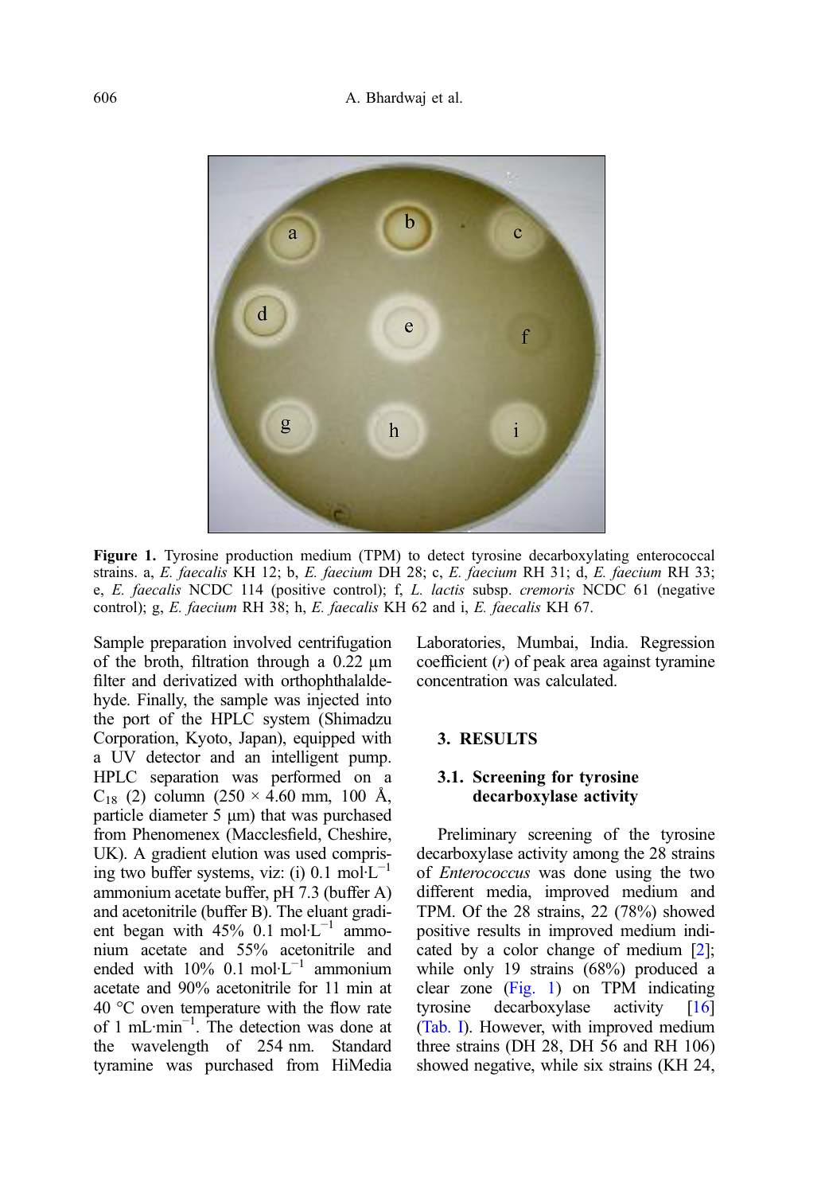**Figure 1.** Tyrosine production medium (TPM) to detect tyrosine decarboxylating enterococcal strains. a, *E. faecalis* KH 12; b, *E. faecium* DH 28; c, *E. faecium* RH 31; d, *E. faecium* RH 33; e, *E. faecalis* NCDC 114 (positive control); f, *L. lactis* subsp. *cremoris* NCDC 61 (negative control); g, *E. faecium* RH 38; h, *E. faecalis* KH 62 and i, *E. faecalis* KH 67.

Sample preparation involved centrifugation of the broth, filtration through a 0.22 μm filter and derivatized with orthophthalaldehyde. Finally, the sample was injected into the port of the HPLC system (Shimadzu Corporation, Kyoto, Japan), equipped with a UV detector and an intelligent pump. HPLC separation was performed on a $C_{18}$ (2) column (250 × 4.60 mm, 100 Å, particle diameter 5 μm) that was purchased from Phenomenex (Macclesfield, Cheshire, UK). A gradient elution was used comprising two buffer systems, viz: (i) 0.1 $mol \cdot L^{-1}$ ammonium acetate buffer, pH 7.3 (buffer A) and acetonitrile (buffer B). The eluant gradient began with 45% 0.1 $mol \cdot L^{-1}$ ammonium acetate and 55% acetonitrile and ended with 10% 0.1 $mol \cdot L^{-1}$ ammonium acetate and 90% acetonitrile for 11 min at 40 °C oven temperature with the flow rate of 1 $mL \cdot min^{-1}$. The detection was done at the wavelength of 254 nm. Standard tyramine was purchased from HiMedia Laboratories, Mumbai, India. Regression coefficient ($r$) of peak area against tyramine concentration was calculated.

## 3. RESULTS

### 3.1. Screening for tyrosine decarboxylase activity

Preliminary screening of the tyrosine decarboxylase activity among the 28 strains of *Enterococcus* was done using the two different media, improved medium and TPM. Of the 28 strains, 22 (78%) showed positive results in improved medium indicated by a color change of medium [2]; while only 19 strains (68%) produced a clear zone (Fig. 1) on TPM indicating tyrosine decarboxylase activity [16] (Tab. I). However, with improved medium three strains (DH 28, DH 56 and RH 106) showed negative, while six strains (KH 24,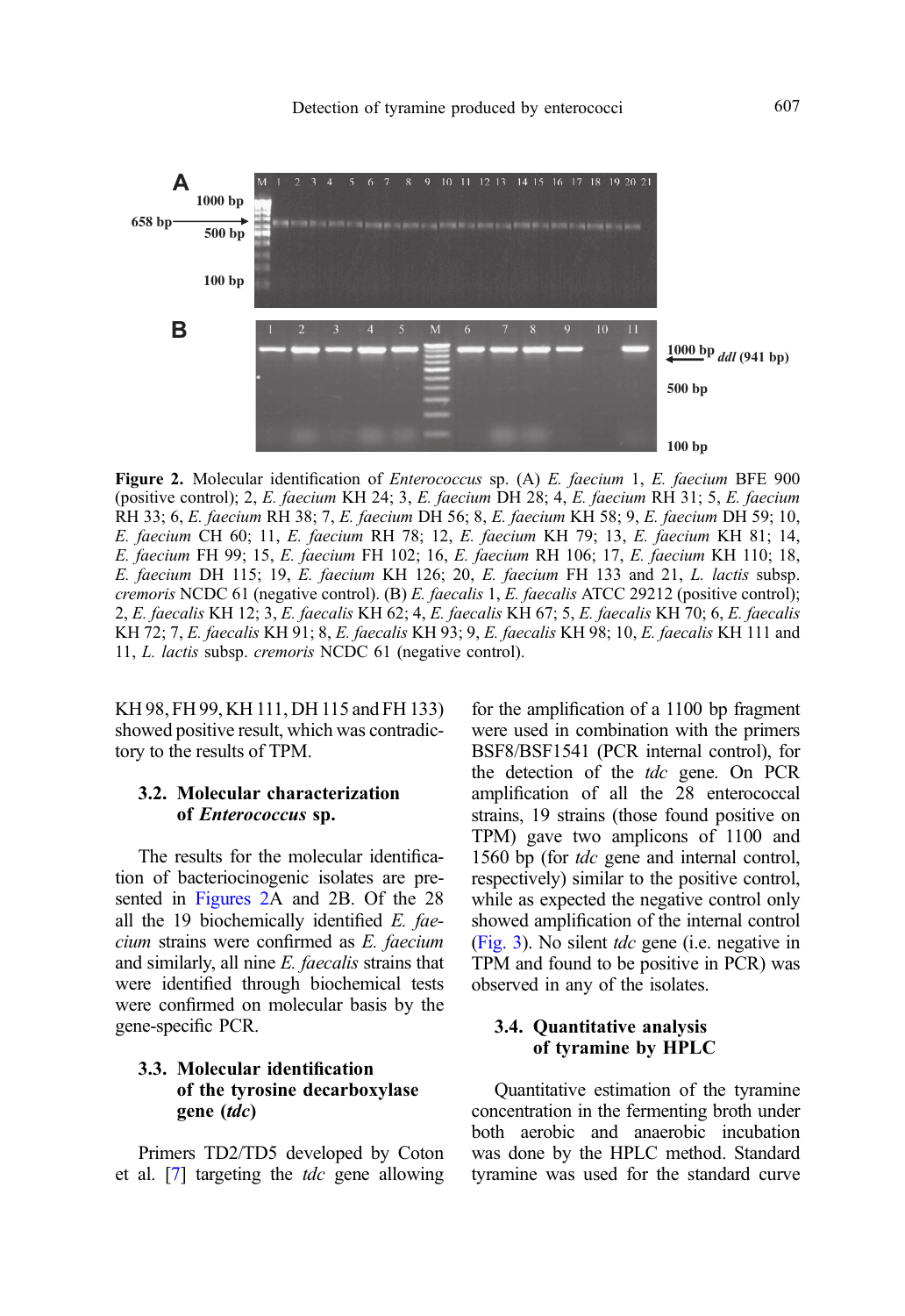**Figure 2.** Molecular identification of *Enterococcus* sp. (A) *E. faecium* 1, *E. faecium* BFE 900 (positive control); 2, *E. faecium* KH 24; 3, *E. faecium* DH 28; 4, *E. faecium* RH 31; 5, *E. faecium* RH 33; 6, *E. faecium* RH 38; 7, *E. faecium* DH 56; 8, *E. faecium* KH 58; 9, *E. faecium* DH 59; 10, *E. faecium* CH 60; 11, *E. faecium* RH 78; 12, *E. faecium* KH 79; 13, *E. faecium* KH 81; 14, *E. faecium* FH 99; 15, *E. faecium* FH 102; 16, *E. faecium* RH 106; 17, *E. faecium* KH 110; 18, *E. faecium* DH 115; 19, *E. faecium* KH 126; 20, *E. faecium* FH 133 and 21, *L. lactis* subsp. *cremoris* NCDC 61 (negative control). (B) *E. faecalis* 1, *E. faecalis* ATCC 29212 (positive control); 2, *E. faecalis* KH 12; 3, *E. faecalis* KH 62; 4, *E. faecalis* KH 67; 5, *E. faecalis* KH 70; 6, *E. faecalis* KH 72; 7, *E. faecalis* KH 91; 8, *E. faecalis* KH 93; 9, *E. faecalis* KH 98; 10, *E. faecalis* KH 111 and 11, *L. lactis* subsp. *cremoris* NCDC 61 (negative control).

KH 98, FH 99, KH 111, DH 115 and FH 133) showed positive result, which was contradictory to the results of TPM.

### 3.2. Molecular characterization of *Enterococcus* sp.

The results for the molecular identification of bacteriocinogenic isolates are presented in Figures 2A and 2B. Of the 28 all the 19 biochemically identified *E. faecium* strains were confirmed as *E. faecium* and similarly, all nine *E. faecalis* strains that were identified through biochemical tests were confirmed on molecular basis by the gene-specific PCR.

### 3.3. Molecular identification of the tyrosine decarboxylase gene (*tdc*)

Primers TD2/TD5 developed by Coton et al. [7] targeting the *tdc* gene allowing for the amplification of a 1100 bp fragment were used in combination with the primers BSF8/BSF1541 (PCR internal control), for the detection of the *tdc* gene. On PCR amplification of all the 28 enterococcal strains, 19 strains (those found positive on TPM) gave two amplicons of 1100 and 1560 bp (for *tdc* gene and internal control, respectively) similar to the positive control, while as expected the negative control only showed amplification of the internal control (Fig. 3). No silent *tdc* gene (i.e. negative in TPM and found to be positive in PCR) was observed in any of the isolates.

### 3.4. Quantitative analysis of tyramine by HPLC

Quantitative estimation of the tyramine concentration in the fermenting broth under both aerobic and anaerobic incubation was done by the HPLC method. Standard tyramine was used for the standard curve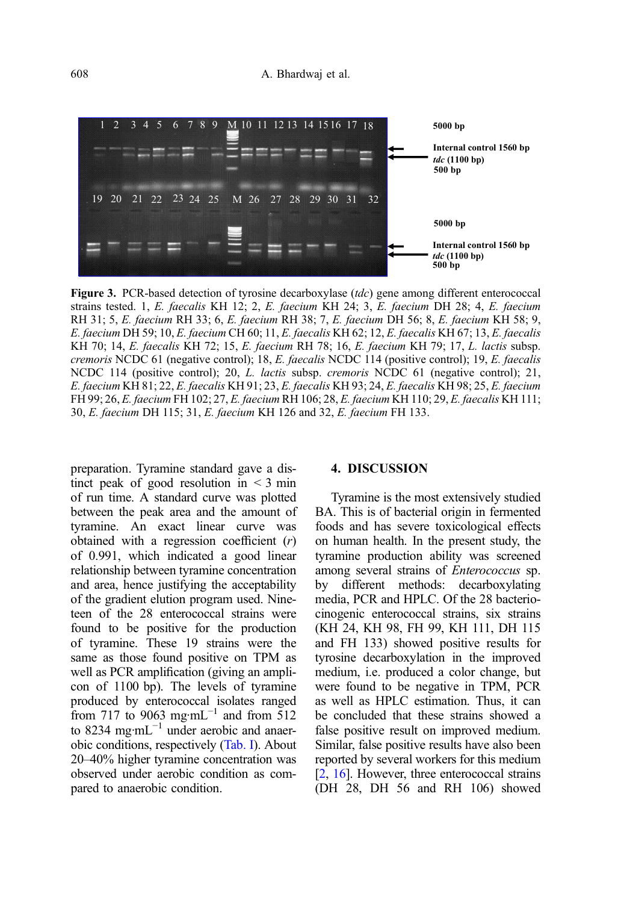**Figure 3.** PCR-based detection of tyrosine decarboxylase (*tdc*) gene among different enterococcal strains tested. 1, *E. faecalis* KH 12; 2, *E. faecium* KH 24; 3, *E. faecium* DH 28; 4, *E. faecium* RH 31; 5, *E. faecium* RH 33; 6, *E. faecium* RH 38; 7, *E. faecium* DH 56; 8, *E. faecium* KH 58; 9, *E. faecium* DH 59; 10, *E. faecium* CH 60; 11, *E. faecalis* KH 62; 12, *E. faecalis* KH 67; 13, *E. faecalis* KH 70; 14, *E. faecalis* KH 72; 15, *E. faecium* RH 78; 16, *E. faecium* KH 79; 17, *L. lactis* subsp. *cremoris* NCDC 61 (negative control); 18, *E. faecalis* NCDC 114 (positive control); 19, *E. faecalis* NCDC 114 (positive control); 20, *L. lactis* subsp. *cremoris* NCDC 61 (negative control); 21, *E. faecium* KH 81; 22, *E. faecalis* KH 91; 23, *E. faecalis* KH 93; 24, *E. faecalis* KH 98; 25, *E. faecium* FH 99; 26, *E. faecium* FH 102; 27, *E. faecium* RH 106; 28, *E. faecium* KH 110; 29, *E. faecalis* KH 111; 30, *E. faecium* DH 115; 31, *E. faecium* KH 126 and 32, *E. faecium* FH 133.

preparation. Tyramine standard gave a distinct peak of good resolution in < 3 min of run time. A standard curve was plotted between the peak area and the amount of tyramine. An exact linear curve was obtained with a regression coefficient ($r$) of 0.991, which indicated a good linear relationship between tyramine concentration and area, hence justifying the acceptability of the gradient elution program used. Nineteen of the 28 enterococcal strains were found to be positive for the production of tyramine. These 19 strains were the same as those found positive on TPM as well as PCR amplification (giving an amplicon of 1100 bp). The levels of tyramine produced by enterococcal isolates ranged from 717 to 9063 $mg \cdot mL^{-1}$ and from 512 to 8234 $mg \cdot mL^{-1}$ under aerobic and anaerobic conditions, respectively (Tab. I). About 20–40% higher tyramine concentration was observed under aerobic condition as compared to anaerobic condition.

## 4. DISCUSSION

Tyramine is the most extensively studied BA. This is of bacterial origin in fermented foods and has severe toxicological effects on human health. In the present study, the tyramine production ability was screened among several strains of *Enterococcus* sp. by different methods: decarboxylating media, PCR and HPLC. Of the 28 bacteriocinogenic enterococcal strains, six strains (KH 24, KH 98, FH 99, KH 111, DH 115 and FH 133) showed positive results for tyrosine decarboxylation in the improved medium, i.e. produced a color change, but were found to be negative in TPM, PCR as well as HPLC estimation. Thus, it can be concluded that these strains showed a false positive result on improved medium. Similar, false positive results have also been reported by several workers for this medium [2, 16]. However, three enterococcal strains (DH 28, DH 56 and RH 106) showed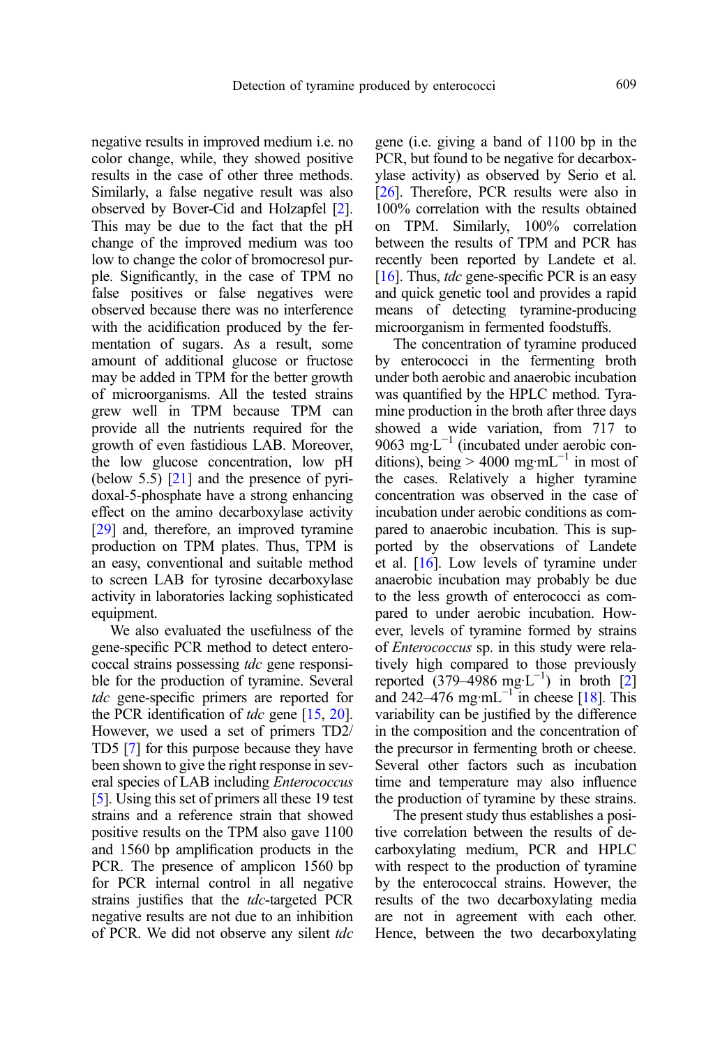negative results in improved medium i.e. no color change, while, they showed positive results in the case of other three methods. Similarly, a false negative result was also observed by Bover-Cid and Holzapfel [2]. This may be due to the fact that the pH change of the improved medium was too low to change the color of bromocresol purple. Significantly, in the case of TPM no false positives or false negatives were observed because there was no interference with the acidification produced by the fermentation of sugars. As a result, some amount of additional glucose or fructose may be added in TPM for the better growth of microorganisms. All the tested strains grew well in TPM because TPM can provide all the nutrients required for the growth of even fastidious LAB. Moreover, the low glucose concentration, low pH (below 5.5) [21] and the presence of pyridoxal-5-phosphate have a strong enhancing effect on the amino decarboxylase activity [29] and, therefore, an improved tyramine production on TPM plates. Thus, TPM is an easy, conventional and suitable method to screen LAB for tyrosine decarboxylase activity in laboratories lacking sophisticated equipment.

We also evaluated the usefulness of the gene-specific PCR method to detect enterococcal strains possessing *tdc* gene responsible for the production of tyramine. Several *tdc* gene-specific primers are reported for the PCR identification of *tdc* gene [15, 20]. However, we used a set of primers TD2/TD5 [7] for this purpose because they have been shown to give the right response in several species of LAB including *Enterococcus* [5]. Using this set of primers all these 19 test strains and a reference strain that showed positive results on the TPM also gave 1100 and 1560 bp amplification products in the PCR. The presence of amplicon 1560 bp for PCR internal control in all negative strains justifies that the *tdc*-targeted PCR negative results are not due to an inhibition of PCR. We did not observe any silent *tdc* gene (i.e. giving a band of 1100 bp in the PCR, but found to be negative for decarboxylase activity) as observed by Serio et al. [26]. Therefore, PCR results were also in 100% correlation with the results obtained on TPM. Similarly, 100% correlation between the results of TPM and PCR has recently been reported by Landete et al. [16]. Thus, *tdc* gene-specific PCR is an easy and quick genetic tool and provides a rapid means of detecting tyramine-producing microorganism in fermented foodstuffs.

The concentration of tyramine produced by enterococci in the fermenting broth under both aerobic and anaerobic incubation was quantified by the HPLC method. Tyramine production in the broth after three days showed a wide variation, from 717 to 9063 mg·L$^{-1}$ (incubated under aerobic conditions), being > 4000 mg·mL$^{-1}$ in most of the cases. Relatively a higher tyramine concentration was observed in the case of incubation under aerobic conditions as compared to anaerobic incubation. This is supported by the observations of Landete et al. [16]. Low levels of tyramine under anaerobic incubation may probably be due to the less growth of enterococci as compared to under aerobic incubation. However, levels of tyramine formed by strains of *Enterococcus* sp. in this study were relatively high compared to those previously reported (379–4986 mg·L$^{-1}$) in broth [2] and 242–476 mg·mL$^{-1}$ in cheese [18]. This variability can be justified by the difference in the composition and the concentration of the precursor in fermenting broth or cheese. Several other factors such as incubation time and temperature may also influence the production of tyramine by these strains.

The present study thus establishes a positive correlation between the results of decarboxylating medium, PCR and HPLC with respect to the production of tyramine by the enterococcal strains. However, the results of the two decarboxylating media are not in agreement with each other. Hence, between the two decarboxylating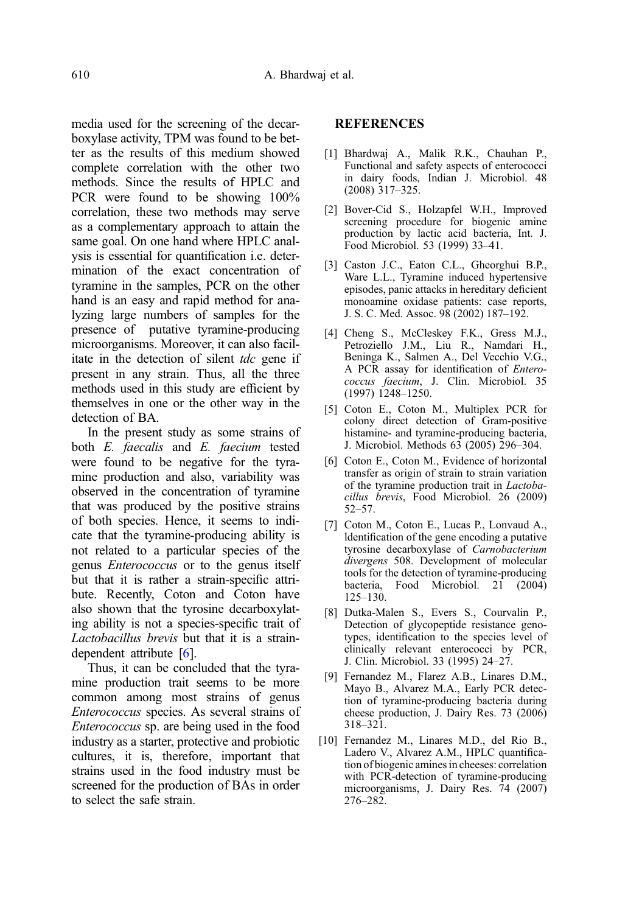media used for the screening of the decarboxylase activity, TPM was found to be better as the results of this medium showed complete correlation with the other two methods. Since the results of HPLC and PCR were found to be showing 100% correlation, these two methods may serve as a complementary approach to attain the same goal. On one hand where HPLC analysis is essential for quantification i.e. determination of the exact concentration of tyramine in the samples, PCR on the other hand is an easy and rapid method for analyzing large numbers of samples for the presence of putative tyramine-producing microorganisms. Moreover, it can also facilitate in the detection of silent *tdc* gene if present in any strain. Thus, all the three methods used in this study are efficient by themselves in one or the other way in the detection of BA.

In the present study as some strains of both *E. faecalis* and *E. faecium* tested were found to be negative for the tyramine production and also, variability was observed in the concentration of tyramine that was produced by the positive strains of both species. Hence, it seems to indicate that the tyramine-producing ability is not related to a particular species of the genus *Enterococcus* or to the genus itself but that it is rather a strain-specific attribute. Recently, Coton and Coton have also shown that the tyrosine decarboxylating ability is not a species-specific trait of *Lactobacillus brevis* but that it is a strain-dependent attribute [6].

Thus, it can be concluded that the tyramine production trait seems to be more common among most strains of genus *Enterococcus* species. As several strains of *Enterococcus* sp. are being used in the food industry as a starter, protective and probiotic cultures, it is, therefore, important that strains used in the food industry must be screened for the production of BAs in order to select the safe strain.

## REFERENCES

[1] Bhardwaj A., Malik R.K., Chauhan P., Functional and safety aspects of enterococci in dairy foods, Indian J. Microbiol. 48 (2008) 317–325.

[2] Bover-Cid S., Holzapfel W.H., Improved screening procedure for biogenic amine production by lactic acid bacteria, Int. J. Food Microbiol. 53 (1999) 33–41.

[3] Caston J.C., Eaton C.L., Gheorghui B.P., Ware L.L., Tyramine induced hypertensive episodes, panic attacks in hereditary deficient monoamine oxidase patients: case reports, J. S. C. Med. Assoc. 98 (2002) 187–192.

[4] Cheng S., McCleskey F.K., Gress M.J., Petroziello J.M., Liu R., Namdari H., Beninga K., Salmen A., Del Vecchio V.G., A PCR assay for identification of *Enterococcus faecium*, J. Clin. Microbiol. 35 (1997) 1248–1250.

[5] Coton E., Coton M., Multiplex PCR for colony direct detection of Gram-positive histamine- and tyramine-producing bacteria, J. Microbiol. Methods 63 (2005) 296–304.

[6] Coton E., Coton M., Evidence of horizontal transfer as origin of strain to strain variation of the tyramine production trait in *Lactobacillus brevis*, Food Microbiol. 26 (2009) 52–57.

[7] Coton M., Coton E., Lucas P., Lonvaud A., Identification of the gene encoding a putative tyrosine decarboxylase of *Carnobacterium divergens* 508. Development of molecular tools for the detection of tyramine-producing bacteria, Food Microbiol. 21 (2004) 125–130.

[8] Dutka-Malen S., Evers S., Courvalin P., Detection of glycopeptide resistance genotypes, identification to the species level of clinically relevant enterococci by PCR, J. Clin. Microbiol. 33 (1995) 24–27.

[9] Fernandez M., Flarez A.B., Linares D.M., Mayo B., Alvarez M.A., Early PCR detection of tyramine-producing bacteria during cheese production, J. Dairy Res. 73 (2006) 318–321.

[10] Fernandez M., Linares M.D., del Rio B., Ladero V., Alvarez A.M., HPLC quantification of biogenic amines in cheeses: correlation with PCR-detection of tyramine-producing microorganisms, J. Dairy Res. 74 (2007) 276–282.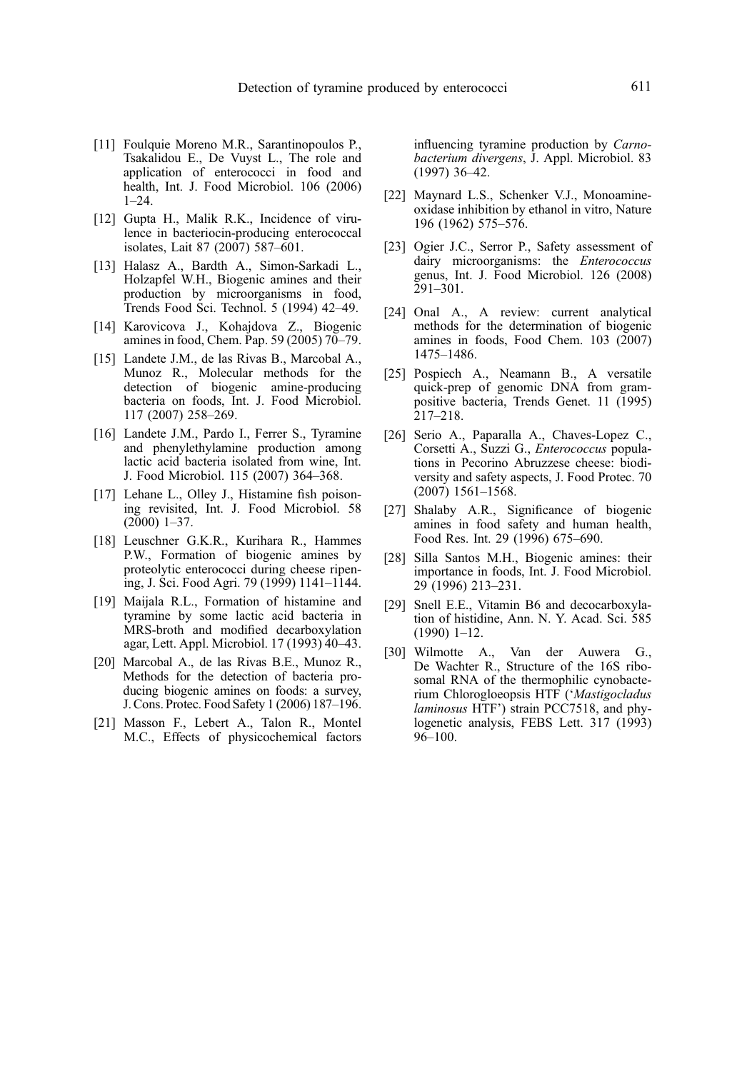[11] Foulquie Moreno M.R., Sarantinopoulos P., Tsakalidou E., De Vuyst L., The role and application of enterococci in food and health, Int. J. Food Microbiol. 106 (2006) 1–24.

[12] Gupta H., Malik R.K., Incidence of virulence in bacteriocin-producing enterococcal isolates, Lait 87 (2007) 587–601.

[13] Halasz A., Bardth A., Simon-Sarkadi L., Holzapfel W.H., Biogenic amines and their production by microorganisms in food, Trends Food Sci. Technol. 5 (1994) 42–49.

[14] Karovicova J., Kohajdova Z., Biogenic amines in food, Chem. Pap. 59 (2005) 70–79.

[15] Landete J.M., de las Rivas B., Marcobal A., Munoz R., Molecular methods for the detection of biogenic amine-producing bacteria on foods, Int. J. Food Microbiol. 117 (2007) 258–269.

[16] Landete J.M., Pardo I., Ferrer S., Tyramine and phenylethylamine production among lactic acid bacteria isolated from wine, Int. J. Food Microbiol. 115 (2007) 364–368.

[17] Lehane L., Olley J., Histamine fish poisoning revisited, Int. J. Food Microbiol. 58 (2000) 1–37.

[18] Leuschner G.K.R., Kurihara R., Hammes P.W., Formation of biogenic amines by proteolytic enterococci during cheese ripening, J. Sci. Food Agri. 79 (1999) 1141–1144.

[19] Maijala R.L., Formation of histamine and tyramine by some lactic acid bacteria in MRS-broth and modified decarboxylation agar, Lett. Appl. Microbiol. 17 (1993) 40–43.

[20] Marcobal A., de las Rivas B.E., Munoz R., Methods for the detection of bacteria producing biogenic amines on foods: a survey, J. Cons. Protec. Food Safety 1 (2006) 187–196.

[21] Masson F., Lebert A., Talon R., Montel M.C., Effects of physicochemical factors influencing tyramine production by *Carnobacterium divergens*, J. Appl. Microbiol. 83 (1997) 36–42.

[22] Maynard L.S., Schenker V.J., Monoamine-oxidase inhibition by ethanol in vitro, Nature 196 (1962) 575–576.

[23] Ogier J.C., Serror P., Safety assessment of dairy microorganisms: the *Enterococcus* genus, Int. J. Food Microbiol. 126 (2008) 291–301.

[24] Onal A., A review: current analytical methods for the determination of biogenic amines in foods, Food Chem. 103 (2007) 1475–1486.

[25] Pospiech A., Neamann B., A versatile quick-prep of genomic DNA from gram-positive bacteria, Trends Genet. 11 (1995) 217–218.

[26] Serio A., Paparalla A., Chaves-Lopez C., Corsetti A., Suzzi G., *Enterococcus* populations in Pecorino Abruzzese cheese: biodiversity and safety aspects, J. Food Protec. 70 (2007) 1561–1568.

[27] Shalaby A.R., Significance of biogenic amines in food safety and human health, Food Res. Int. 29 (1996) 675–690.

[28] Silla Santos M.H., Biogenic amines: their importance in foods, Int. J. Food Microbiol. 29 (1996) 213–231.

[29] Snell E.E., Vitamin B6 and decocarboxylation of histidine, Ann. N. Y. Acad. Sci. 585 (1990) 1–12.

[30] Wilmotte A., Van der Auwera G., De Wachter R., Structure of the 16S ribosomal RNA of the thermophilic cynobacterium Chlorogloeopsis HTF ('*Mastigocladus laminosus* HTF') strain PCC7518, and phylogenetic analysis, FEBS Lett. 317 (1993) 96–100.